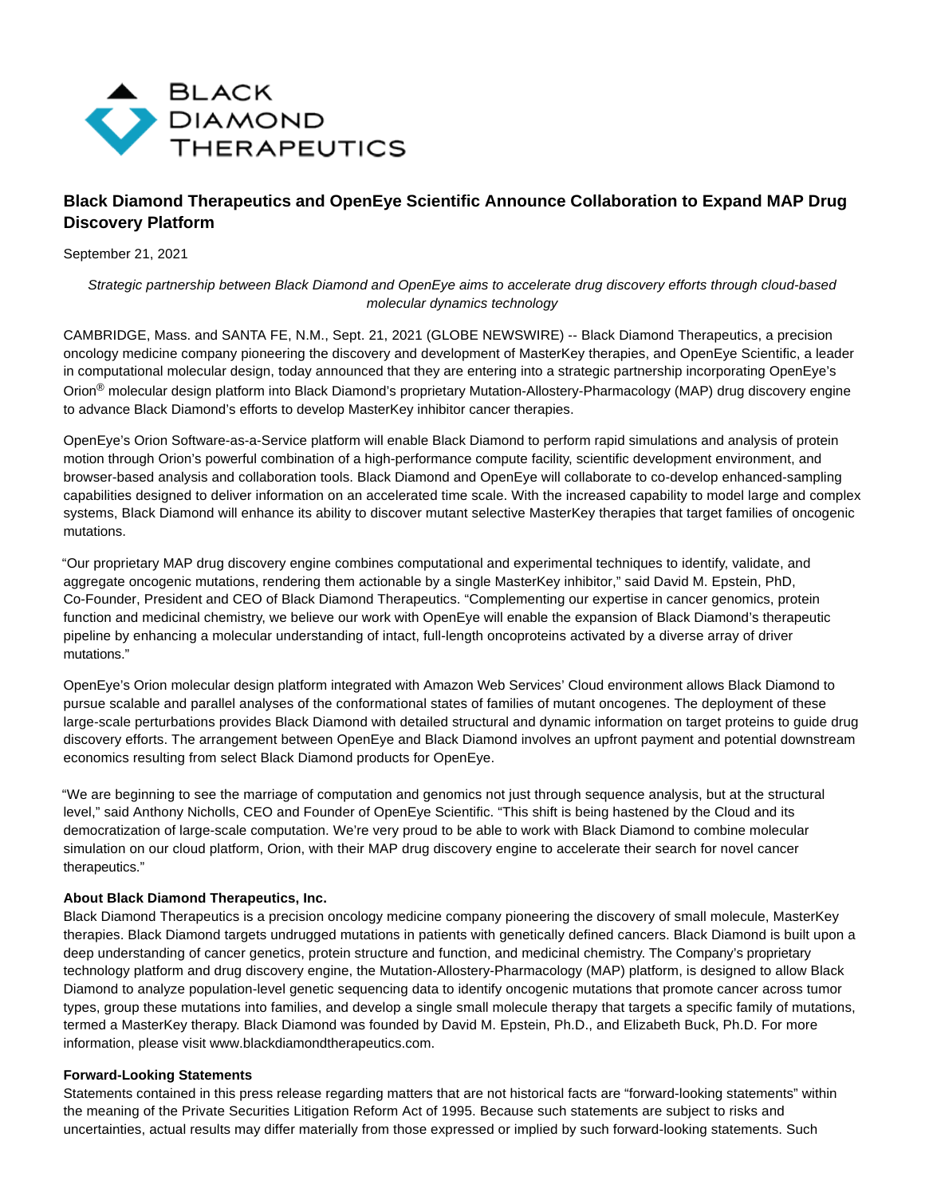# Black Diamond Therapeutics and OpenEye Scientific Announce Collaboration to Expand MAP Drug Discovery Platform

September 21, 2021

*Strategic partnership between Black Diamond and OpenEye aims to accelerate drug discovery efforts through cloud-based molecular dynamics technology*

CAMBRIDGE, Mass. and SANTA FE, N.M., Sept. 21, 2021 (GLOBE NEWSWIRE) -- Black Diamond Therapeutics, a precision oncology medicine company pioneering the discovery and development of MasterKey therapies, and OpenEye Scientific, a leader in computational molecular design, today announced that they are entering into a strategic partnership incorporating OpenEye's Orion® molecular design platform into Black Diamond's proprietary Mutation-Allostery-Pharmacology (MAP) drug discovery engine to advance Black Diamond's efforts to develop MasterKey inhibitor cancer therapies.

OpenEye's Orion Software-as-a-Service platform will enable Black Diamond to perform rapid simulations and analysis of protein motion through Orion's powerful combination of a high-performance compute facility, scientific development environment, and browser-based analysis and collaboration tools. Black Diamond and OpenEye will collaborate to co-develop enhanced-sampling capabilities designed to deliver information on an accelerated time scale. With the increased capability to model large and complex systems, Black Diamond will enhance its ability to discover mutant selective MasterKey therapies that target families of oncogenic mutations.

"Our proprietary MAP drug discovery engine combines computational and experimental techniques to identify, validate, and aggregate oncogenic mutations, rendering them actionable by a single MasterKey inhibitor," said David M. Epstein, PhD, Co-Founder, President and CEO of Black Diamond Therapeutics. "Complementing our expertise in cancer genomics, protein function and medicinal chemistry, we believe our work with OpenEye will enable the expansion of Black Diamond's therapeutic pipeline by enhancing a molecular understanding of intact, full-length oncoproteins activated by a diverse array of driver mutations."

OpenEye's Orion molecular design platform integrated with Amazon Web Services' Cloud environment allows Black Diamond to pursue scalable and parallel analyses of the conformational states of families of mutant oncogenes. The deployment of these large-scale perturbations provides Black Diamond with detailed structural and dynamic information on target proteins to guide drug discovery efforts. The arrangement between OpenEye and Black Diamond involves an upfront payment and potential downstream economics resulting from select Black Diamond products for OpenEye.

"We are beginning to see the marriage of computation and genomics not just through sequence analysis, but at the structural level," said Anthony Nicholls, CEO and Founder of OpenEye Scientific. "This shift is being hastened by the Cloud and its democratization of large-scale computation. We're very proud to be able to work with Black Diamond to combine molecular simulation on our cloud platform, Orion, with their MAP drug discovery engine to accelerate their search for novel cancer therapeutics."

**About Black Diamond Therapeutics, Inc.**

Black Diamond Therapeutics is a precision oncology medicine company pioneering the discovery of small molecule, MasterKey therapies. Black Diamond targets undrugged mutations in patients with genetically defined cancers. Black Diamond is built upon a deep understanding of cancer genetics, protein structure and function, and medicinal chemistry. The Company's proprietary technology platform and drug discovery engine, the Mutation-Allostery-Pharmacology (MAP) platform, is designed to allow Black Diamond to analyze population-level genetic sequencing data to identify oncogenic mutations that promote cancer across tumor types, group these mutations into families, and develop a single small molecule therapy that targets a specific family of mutations, termed a MasterKey therapy. Black Diamond was founded by David M. Epstein, Ph.D., and Elizabeth Buck, Ph.D. For more information, please visit www.blackdiamondtherapeutics.com.

**Forward-Looking Statements**

Statements contained in this press release regarding matters that are not historical facts are "forward-looking statements" within the meaning of the Private Securities Litigation Reform Act of 1995. Because such statements are subject to risks and uncertainties, actual results may differ materially from those expressed or implied by such forward-looking statements. Such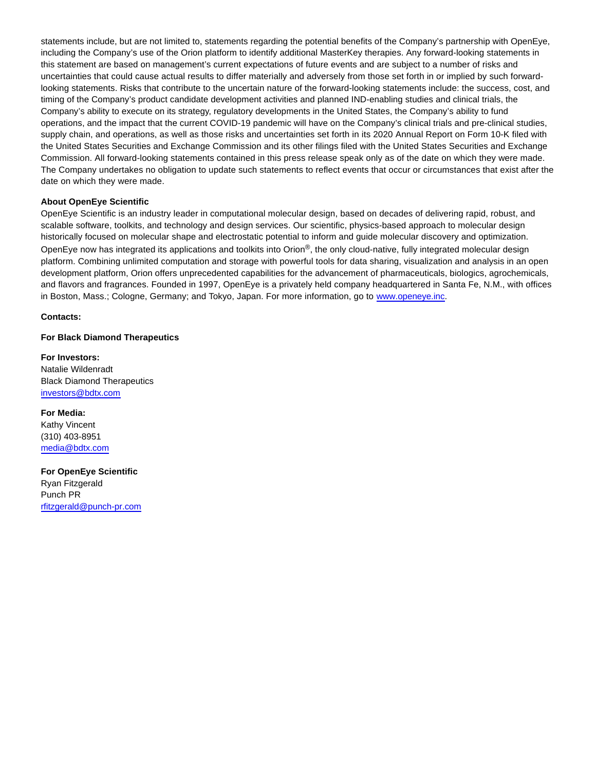statements include, but are not limited to, statements regarding the potential benefits of the Company's partnership with OpenEye, including the Company's use of the Orion platform to identify additional MasterKey therapies. Any forward-looking statements in this statement are based on management's current expectations of future events and are subject to a number of risks and uncertainties that could cause actual results to differ materially and adversely from those set forth in or implied by such forward-looking statements. Risks that contribute to the uncertain nature of the forward-looking statements include: the success, cost, and timing of the Company's product candidate development activities and planned IND-enabling studies and clinical trials, the Company's ability to execute on its strategy, regulatory developments in the United States, the Company's ability to fund operations, and the impact that the current COVID-19 pandemic will have on the Company's clinical trials and pre-clinical studies, supply chain, and operations, as well as those risks and uncertainties set forth in its 2020 Annual Report on Form 10-K filed with the United States Securities and Exchange Commission and its other filings filed with the United States Securities and Exchange Commission. All forward-looking statements contained in this press release speak only as of the date on which they were made. The Company undertakes no obligation to update such statements to reflect events that occur or circumstances that exist after the date on which they were made.

**About OpenEye Scientific**
OpenEye Scientific is an industry leader in computational molecular design, based on decades of delivering rapid, robust, and scalable software, toolkits, and technology and design services. Our scientific, physics-based approach to molecular design historically focused on molecular shape and electrostatic potential to inform and guide molecular discovery and optimization. OpenEye now has integrated its applications and toolkits into Orion®, the only cloud-native, fully integrated molecular design platform. Combining unlimited computation and storage with powerful tools for data sharing, visualization and analysis in an open development platform, Orion offers unprecedented capabilities for the advancement of pharmaceuticals, biologics, agrochemicals, and flavors and fragrances. Founded in 1997, OpenEye is a privately held company headquartered in Santa Fe, N.M., with offices in Boston, Mass.; Cologne, Germany; and Tokyo, Japan. For more information, go to www.openeye.inc.

**Contacts:**

**For Black Diamond Therapeutics**

**For Investors:**
Natalie Wildenradt
Black Diamond Therapeutics
investors@bdtx.com

**For Media:**
Kathy Vincent
(310) 403-8951
media@bdtx.com

**For OpenEye Scientific**
Ryan Fitzgerald
Punch PR
rfitzgerald@punch-pr.com